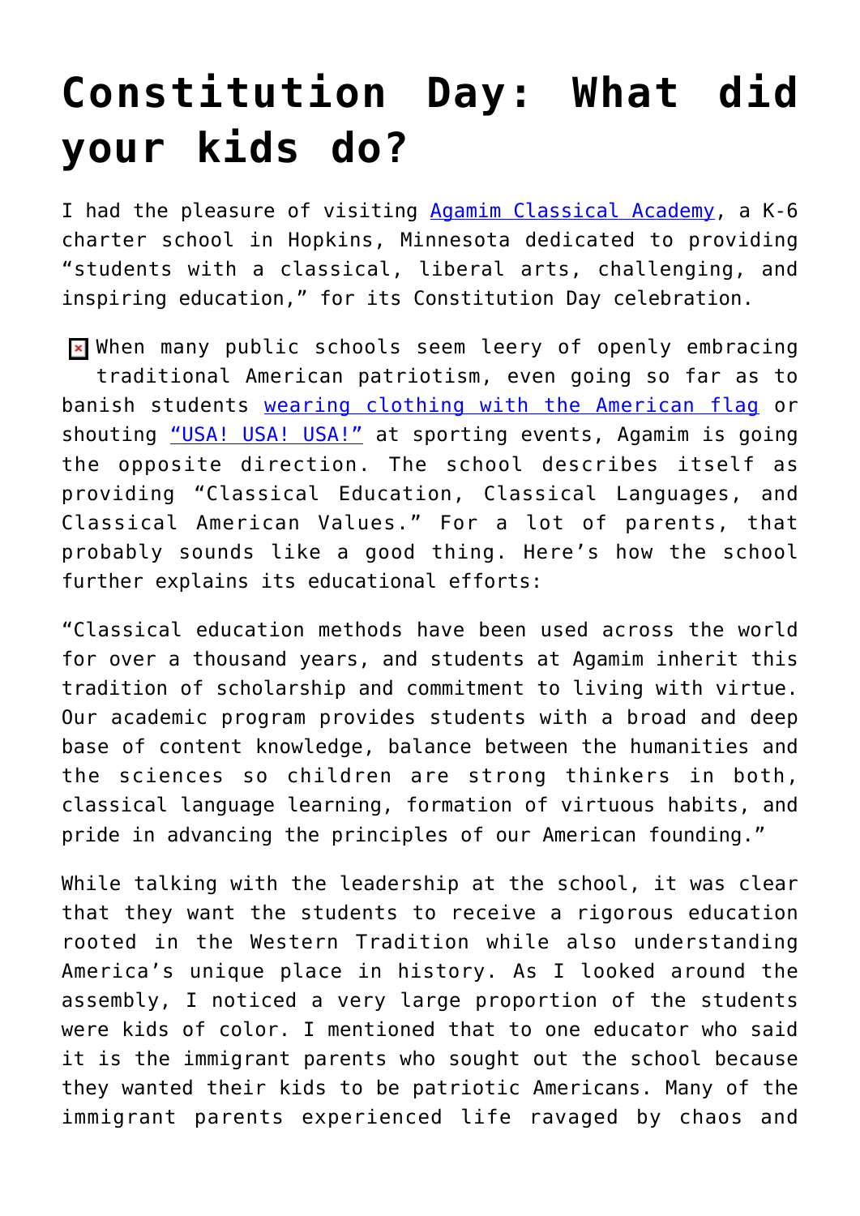# Constitution Day: What did your kids do?

I had the pleasure of visiting Agamim Classical Academy, a K-6 charter school in Hopkins, Minnesota dedicated to providing "students with a classical, liberal arts, challenging, and inspiring education," for its Constitution Day celebration.

When many public schools seem leery of openly embracing traditional American patriotism, even going so far as to banish students wearing clothing with the American flag or shouting "USA! USA! USA!" at sporting events, Agamim is going the opposite direction. The school describes itself as providing "Classical Education, Classical Languages, and Classical American Values." For a lot of parents, that probably sounds like a good thing. Here's how the school further explains its educational efforts:

"Classical education methods have been used across the world for over a thousand years, and students at Agamim inherit this tradition of scholarship and commitment to living with virtue. Our academic program provides students with a broad and deep base of content knowledge, balance between the humanities and the sciences so children are strong thinkers in both, classical language learning, formation of virtuous habits, and pride in advancing the principles of our American founding."

While talking with the leadership at the school, it was clear that they want the students to receive a rigorous education rooted in the Western Tradition while also understanding America's unique place in history. As I looked around the assembly, I noticed a very large proportion of the students were kids of color. I mentioned that to one educator who said it is the immigrant parents who sought out the school because they wanted their kids to be patriotic Americans. Many of the immigrant parents experienced life ravaged by chaos and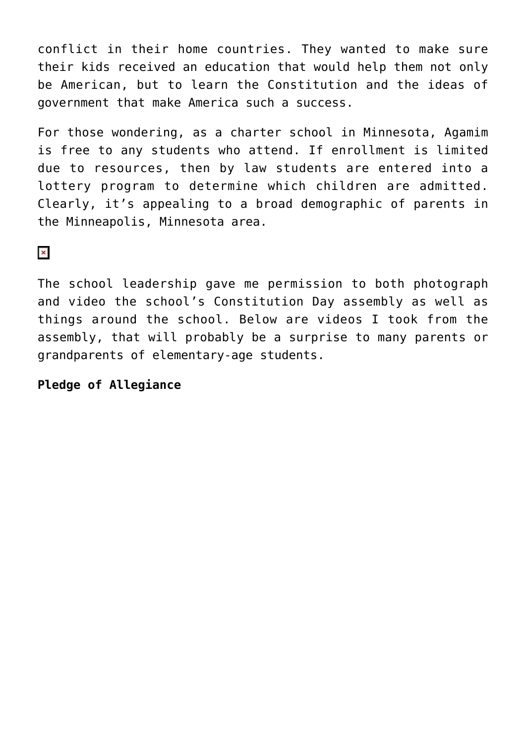conflict in their home countries. They wanted to make sure their kids received an education that would help them not only be American, but to learn the Constitution and the ideas of government that make America such a success.

For those wondering, as a charter school in Minnesota, Agamim is free to any students who attend. If enrollment is limited due to resources, then by law students are entered into a lottery program to determine which children are admitted. Clearly, it's appealing to a broad demographic of parents in the Minneapolis, Minnesota area.

The school leadership gave me permission to both photograph and video the school's Constitution Day assembly as well as things around the school. Below are videos I took from the assembly, that will probably be a surprise to many parents or grandparents of elementary-age students.

**Pledge of Allegiance**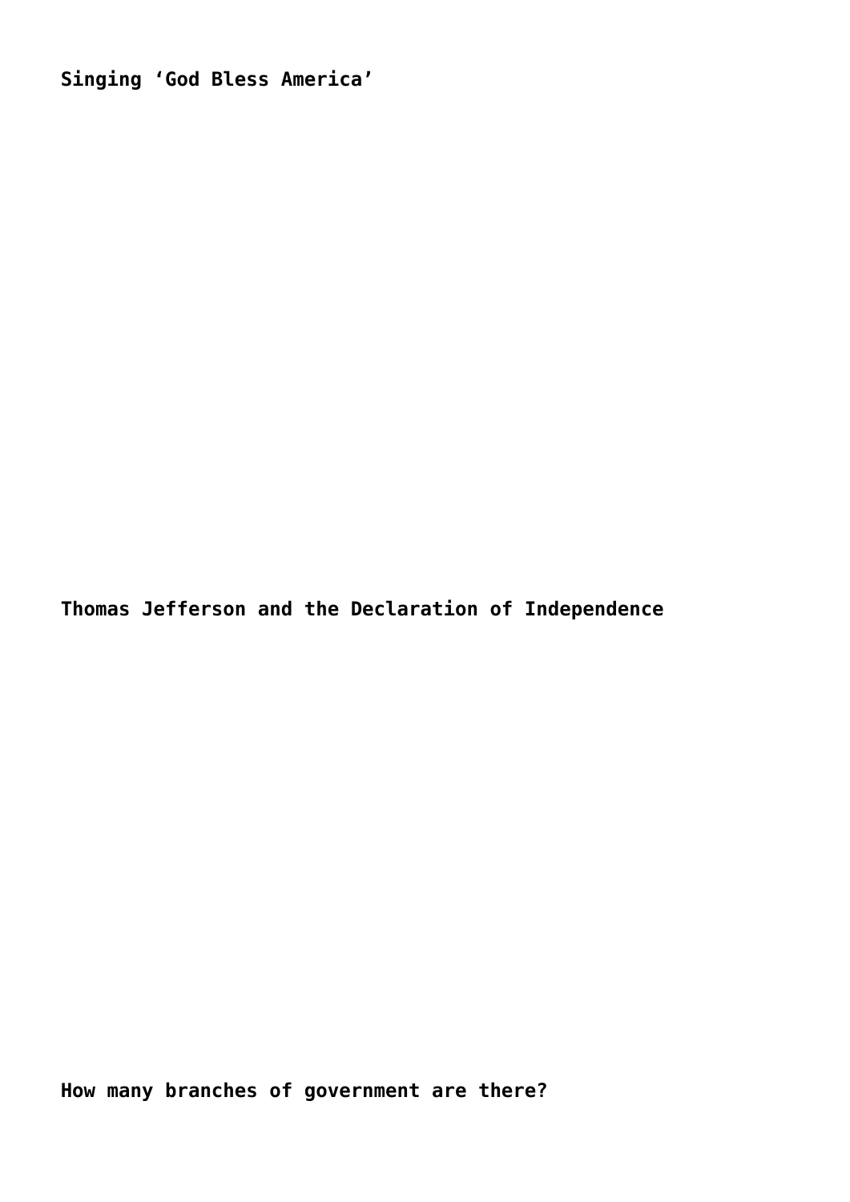**Singing ‘God Bless America’**

**Thomas Jefferson and the Declaration of Independence**

**How many branches of government are there?**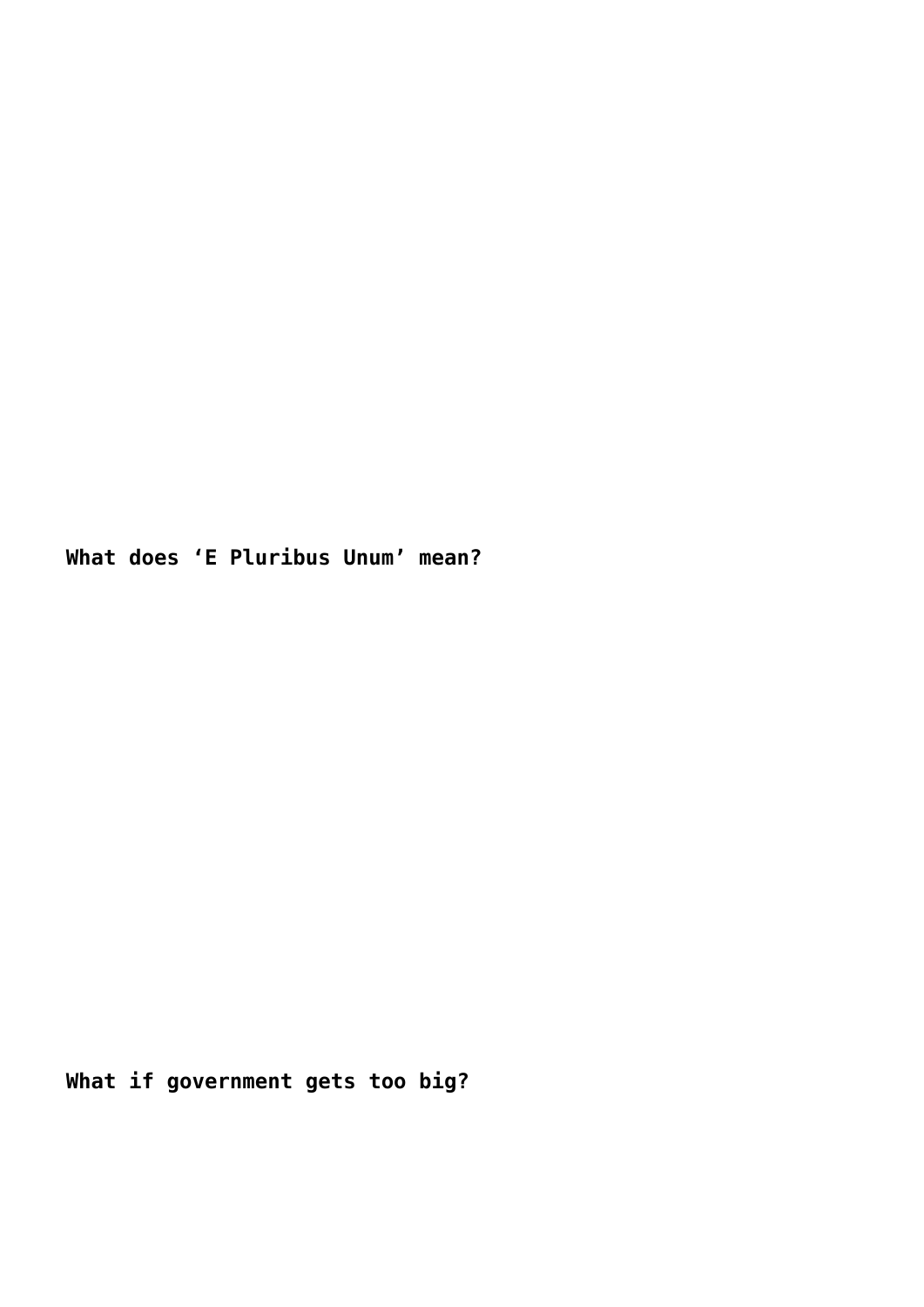**What does ‘E Pluribus Unum’ mean?**

**What if government gets too big?**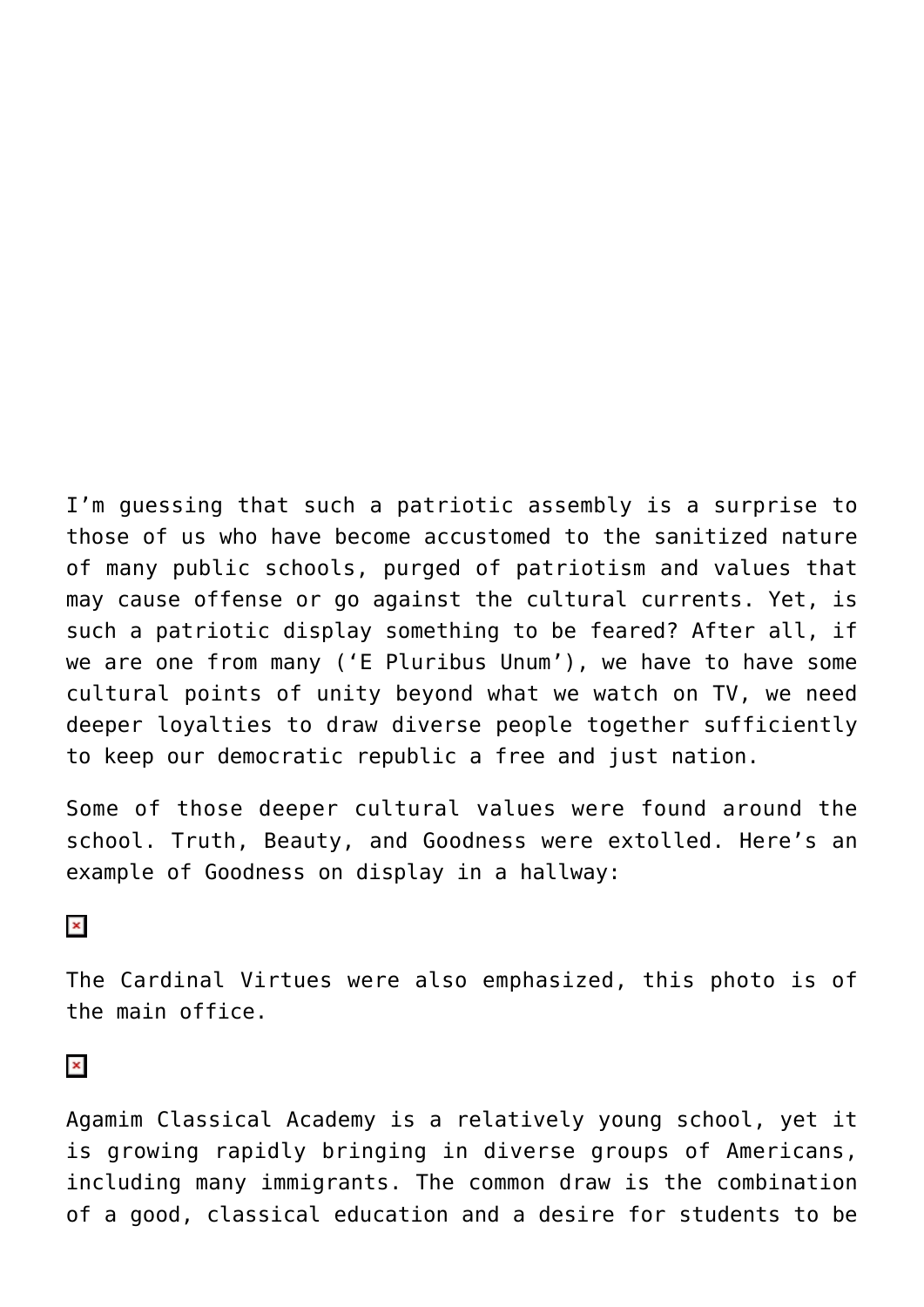I'm guessing that such a patriotic assembly is a surprise to those of us who have become accustomed to the sanitized nature of many public schools, purged of patriotism and values that may cause offense or go against the cultural currents. Yet, is such a patriotic display something to be feared? After all, if we are one from many ('E Pluribus Unum'), we have to have some cultural points of unity beyond what we watch on TV, we need deeper loyalties to draw diverse people together sufficiently to keep our democratic republic a free and just nation.

Some of those deeper cultural values were found around the school. Truth, Beauty, and Goodness were extolled. Here's an example of Goodness on display in a hallway:

The Cardinal Virtues were also emphasized, this photo is of the main office.

Agamim Classical Academy is a relatively young school, yet it is growing rapidly bringing in diverse groups of Americans, including many immigrants. The common draw is the combination of a good, classical education and a desire for students to be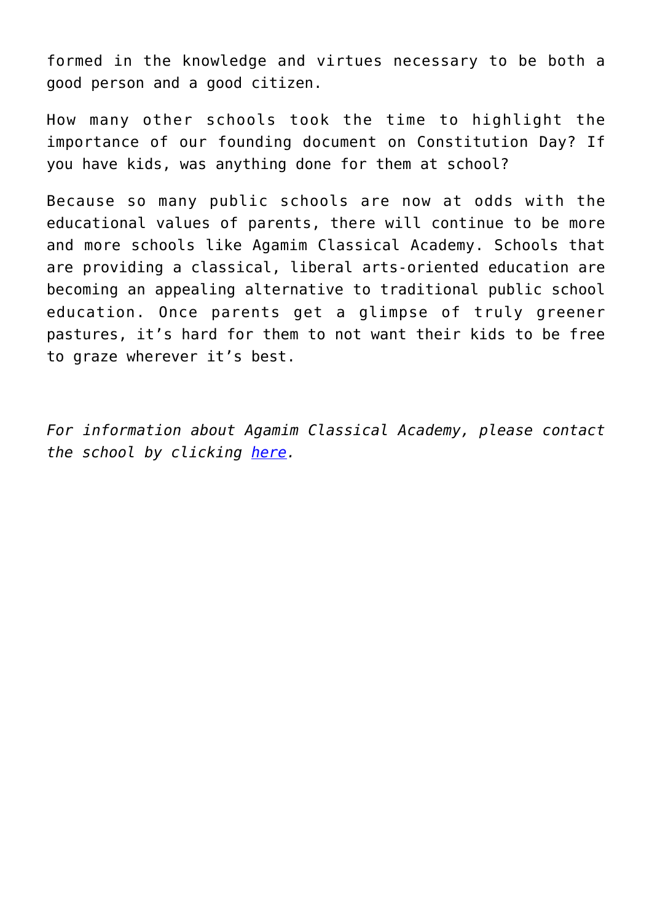formed in the knowledge and virtues necessary to be both a good person and a good citizen.

How many other schools took the time to highlight the importance of our founding document on Constitution Day? If you have kids, was anything done for them at school?

Because so many public schools are now at odds with the educational values of parents, there will continue to be more and more schools like Agamim Classical Academy. Schools that are providing a classical, liberal arts-oriented education are becoming an appealing alternative to traditional public school education. Once parents get a glimpse of truly greener pastures, it's hard for them to not want their kids to be free to graze wherever it's best.

*For information about Agamim Classical Academy, please contact the school by clicking [here](#).*